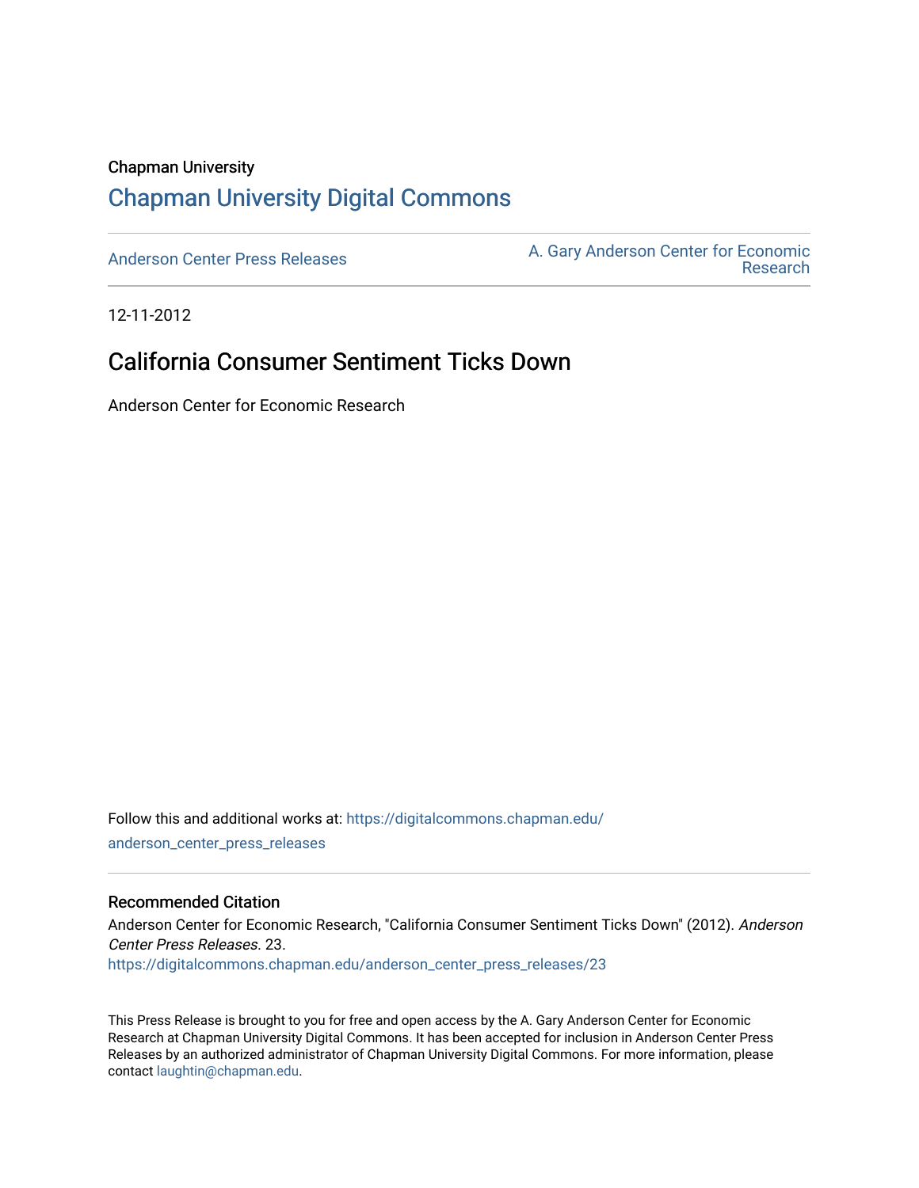Chapman University

## Chapman University Digital Commons

Anderson Center Press Releases

A. Gary Anderson Center for Economic Research

12-11-2012

# California Consumer Sentiment Ticks Down

Anderson Center for Economic Research

Follow this and additional works at: https://digitalcommons.chapman.edu/anderson_center_press_releases

### Recommended Citation

Anderson Center for Economic Research, "California Consumer Sentiment Ticks Down" (2012). *Anderson Center Press Releases*. 23.
https://digitalcommons.chapman.edu/anderson_center_press_releases/23

This Press Release is brought to you for free and open access by the A. Gary Anderson Center for Economic Research at Chapman University Digital Commons. It has been accepted for inclusion in Anderson Center Press Releases by an authorized administrator of Chapman University Digital Commons. For more information, please contact laughtin@chapman.edu.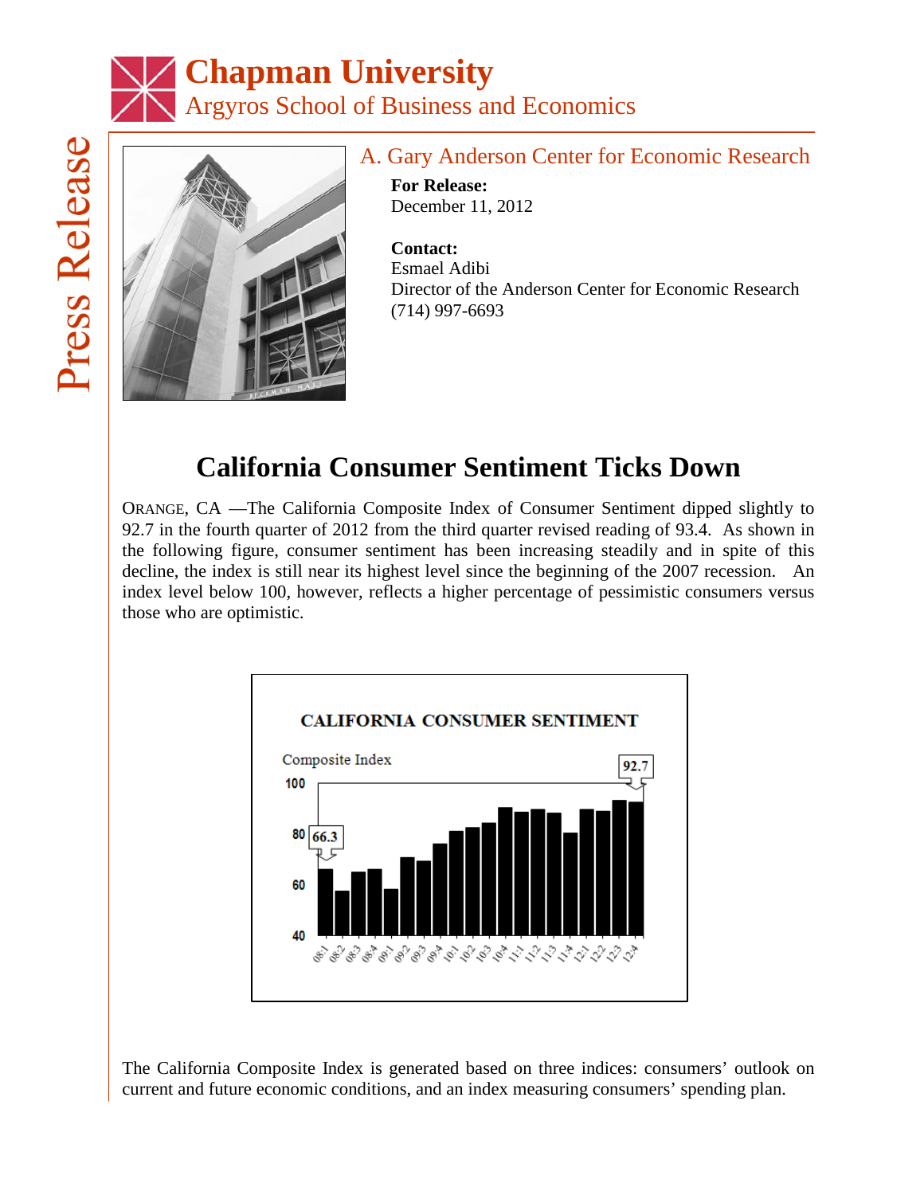# Chapman University
Argyros School of Business and Economics

Press Release

A. Gary Anderson Center for Economic Research

**For Release:**
December 11, 2012

**Contact:**
Esmael Adibi
Director of the Anderson Center for Economic Research
(714) 997-6693

# California Consumer Sentiment Ticks Down

ORANGE, CA —The California Composite Index of Consumer Sentiment dipped slightly to 92.7 in the fourth quarter of 2012 from the third quarter revised reading of 93.4. As shown in the following figure, consumer sentiment has been increasing steadily and in spite of this decline, the index is still near its highest level since the beginning of the 2007 recession. An index level below 100, however, reflects a higher percentage of pessimistic consumers versus those who are optimistic.

**CALIFORNIA CONSUMER SENTIMENT**

Composite Index

The California Composite Index is generated based on three indices: consumers' outlook on current and future economic conditions, and an index measuring consumers' spending plan.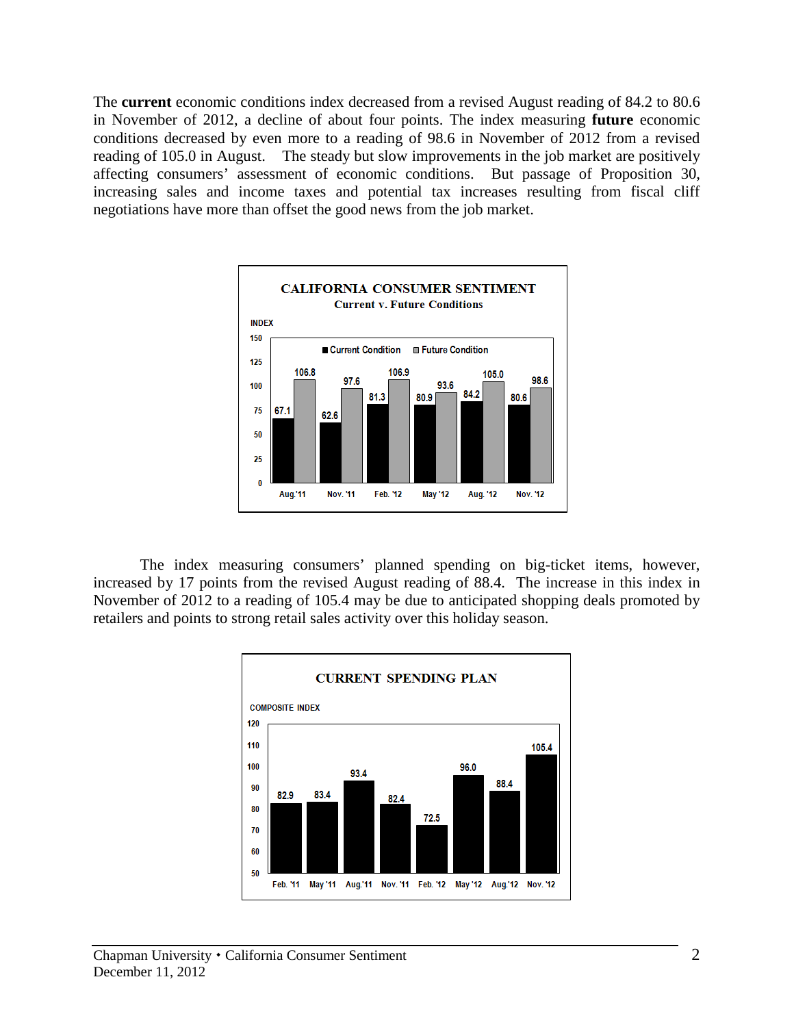The **current** economic conditions index decreased from a revised August reading of 84.2 to 80.6 in November of 2012, a decline of about four points. The index measuring **future** economic conditions decreased by even more to a reading of 98.6 in November of 2012 from a revised reading of 105.0 in August. The steady but slow improvements in the job market are positively affecting consumers' assessment of economic conditions. But passage of Proposition 30, increasing sales and income taxes and potential tax increases resulting from fiscal cliff negotiations have more than offset the good news from the job market.

**CALIFORNIA CONSUMER SENTIMENT**
**Current v. Future Conditions**

| INDEX | Aug.'11 | Nov. '11 | Feb. '12 | May '12 | Aug. '12 | Nov. '12 |
|---|---|---|---|---|---|---|
| Current Condition | 67.1 | 62.6 | 81.3 | 80.9 | 84.2 | 80.6 |
| Future Condition | 106.8 | 97.6 | 106.9 | 93.6 | 105.0 | 98.6 |

The index measuring consumers' planned spending on big-ticket items, however, increased by 17 points from the revised August reading of 88.4. The increase in this index in November of 2012 to a reading of 105.4 may be due to anticipated shopping deals promoted by retailers and points to strong retail sales activity over this holiday season.

**CURRENT SPENDING PLAN**

| COMPOSITE INDEX | Feb. '11 | May '11 | Aug.'11 | Nov. '11 | Feb. '12 | May '12 | Aug.'12 | Nov. '12 |
|---|---|---|---|---|---|---|---|---|
| | 82.9 | 83.4 | 93.4 | 82.4 | 72.5 | 96.0 | 88.4 | 105.4 |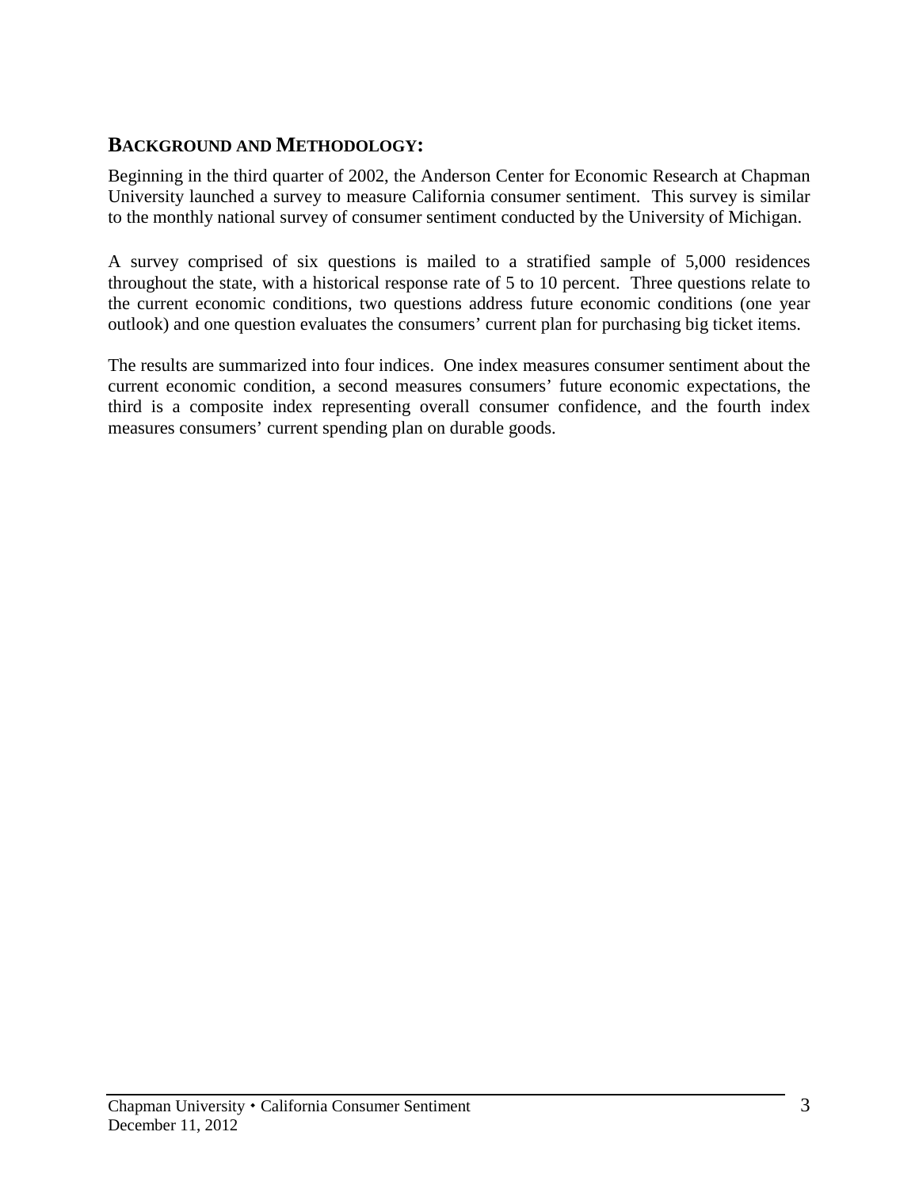## BACKGROUND AND METHODOLOGY:

Beginning in the third quarter of 2002, the Anderson Center for Economic Research at Chapman University launched a survey to measure California consumer sentiment. This survey is similar to the monthly national survey of consumer sentiment conducted by the University of Michigan.

A survey comprised of six questions is mailed to a stratified sample of 5,000 residences throughout the state, with a historical response rate of 5 to 10 percent. Three questions relate to the current economic conditions, two questions address future economic conditions (one year outlook) and one question evaluates the consumers' current plan for purchasing big ticket items.

The results are summarized into four indices. One index measures consumer sentiment about the current economic condition, a second measures consumers' future economic expectations, the third is a composite index representing overall consumer confidence, and the fourth index measures consumers' current spending plan on durable goods.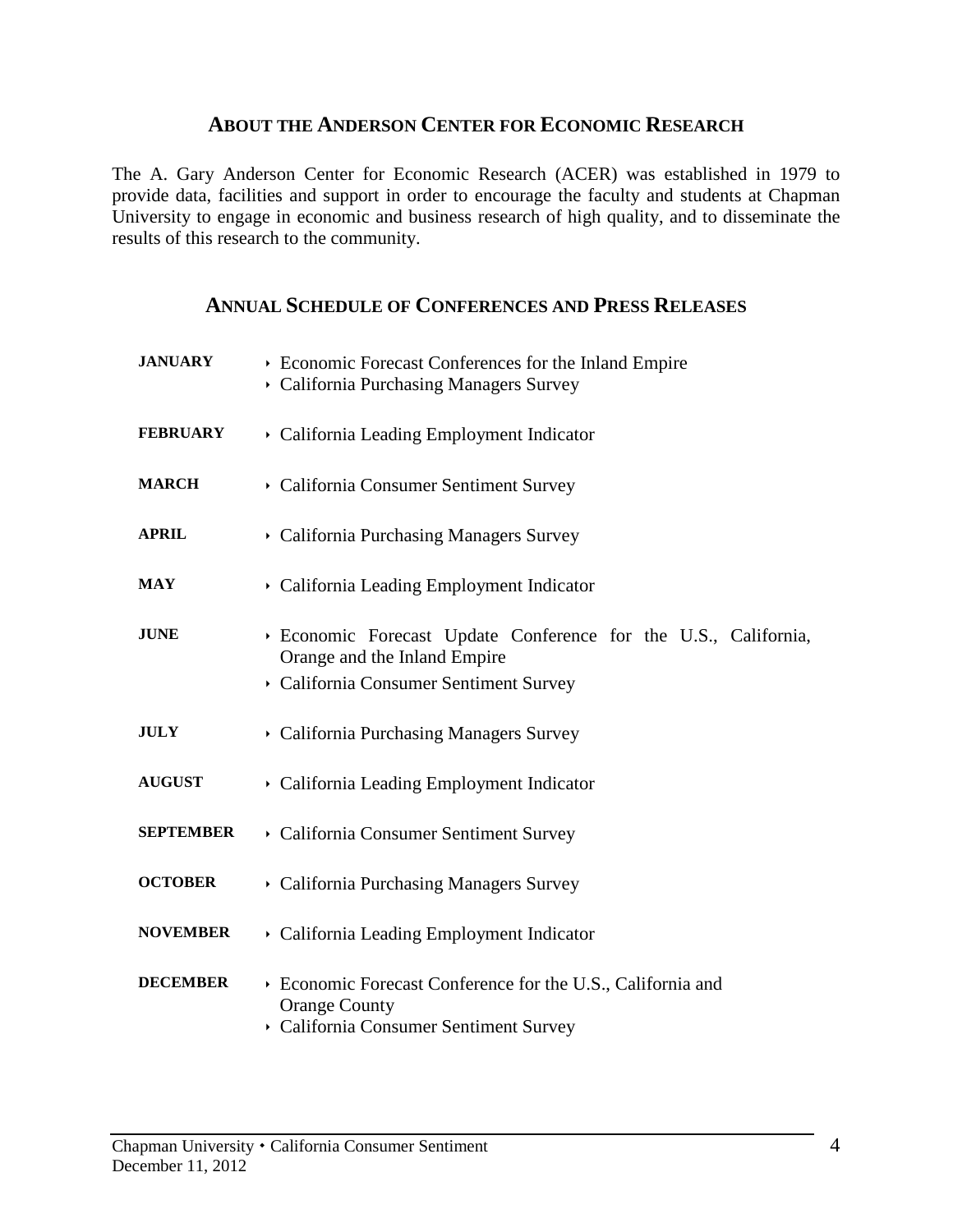## About the Anderson Center for Economic Research

The A. Gary Anderson Center for Economic Research (ACER) was established in 1979 to provide data, facilities and support in order to encourage the faculty and students at Chapman University to engage in economic and business research of high quality, and to disseminate the results of this research to the community.

## Annual Schedule of Conferences and Press Releases

**JANUARY**
- Economic Forecast Conferences for the Inland Empire
- California Purchasing Managers Survey

**FEBRUARY**
- California Leading Employment Indicator

**MARCH**
- California Consumer Sentiment Survey

**APRIL**
- California Purchasing Managers Survey

**MAY**
- California Leading Employment Indicator

**JUNE**
- Economic Forecast Update Conference for the U.S., California, Orange and the Inland Empire
- California Consumer Sentiment Survey

**JULY**
- California Purchasing Managers Survey

**AUGUST**
- California Leading Employment Indicator

**SEPTEMBER**
- California Consumer Sentiment Survey

**OCTOBER**
- California Purchasing Managers Survey

**NOVEMBER**
- California Leading Employment Indicator

**DECEMBER**
- Economic Forecast Conference for the U.S., California and Orange County
- California Consumer Sentiment Survey